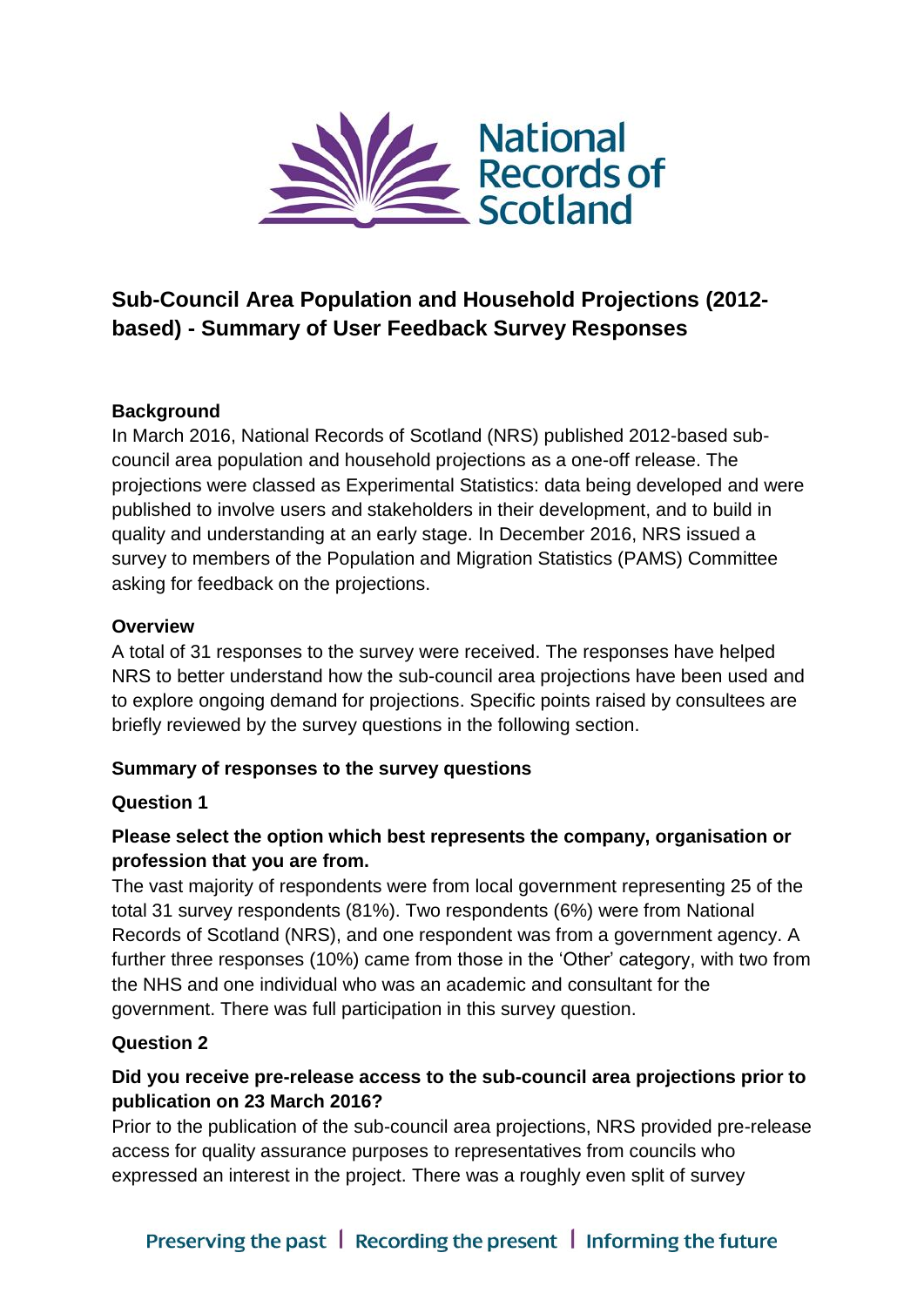# Sub-Council Area Population and Household Projections (2012-based) - Summary of User Feedback Survey Responses

## Background

In March 2016, National Records of Scotland (NRS) published 2012-based sub-council area population and household projections as a one-off release. The projections were classed as Experimental Statistics: data being developed and were published to involve users and stakeholders in their development, and to build in quality and understanding at an early stage. In December 2016, NRS issued a survey to members of the Population and Migration Statistics (PAMS) Committee asking for feedback on the projections.

## Overview

A total of 31 responses to the survey were received. The responses have helped NRS to better understand how the sub-council area projections have been used and to explore ongoing demand for projections. Specific points raised by consultees are briefly reviewed by the survey questions in the following section.

## Summary of responses to the survey questions

### Question 1

**Please select the option which best represents the company, organisation or profession that you are from.**

The vast majority of respondents were from local government representing 25 of the total 31 survey respondents (81%). Two respondents (6%) were from National Records of Scotland (NRS), and one respondent was from a government agency. A further three responses (10%) came from those in the 'Other' category, with two from the NHS and one individual who was an academic and consultant for the government. There was full participation in this survey question.

### Question 2

**Did you receive pre-release access to the sub-council area projections prior to publication on 23 March 2016?**

Prior to the publication of the sub-council area projections, NRS provided pre-release access for quality assurance purposes to representatives from councils who expressed an interest in the project. There was a roughly even split of survey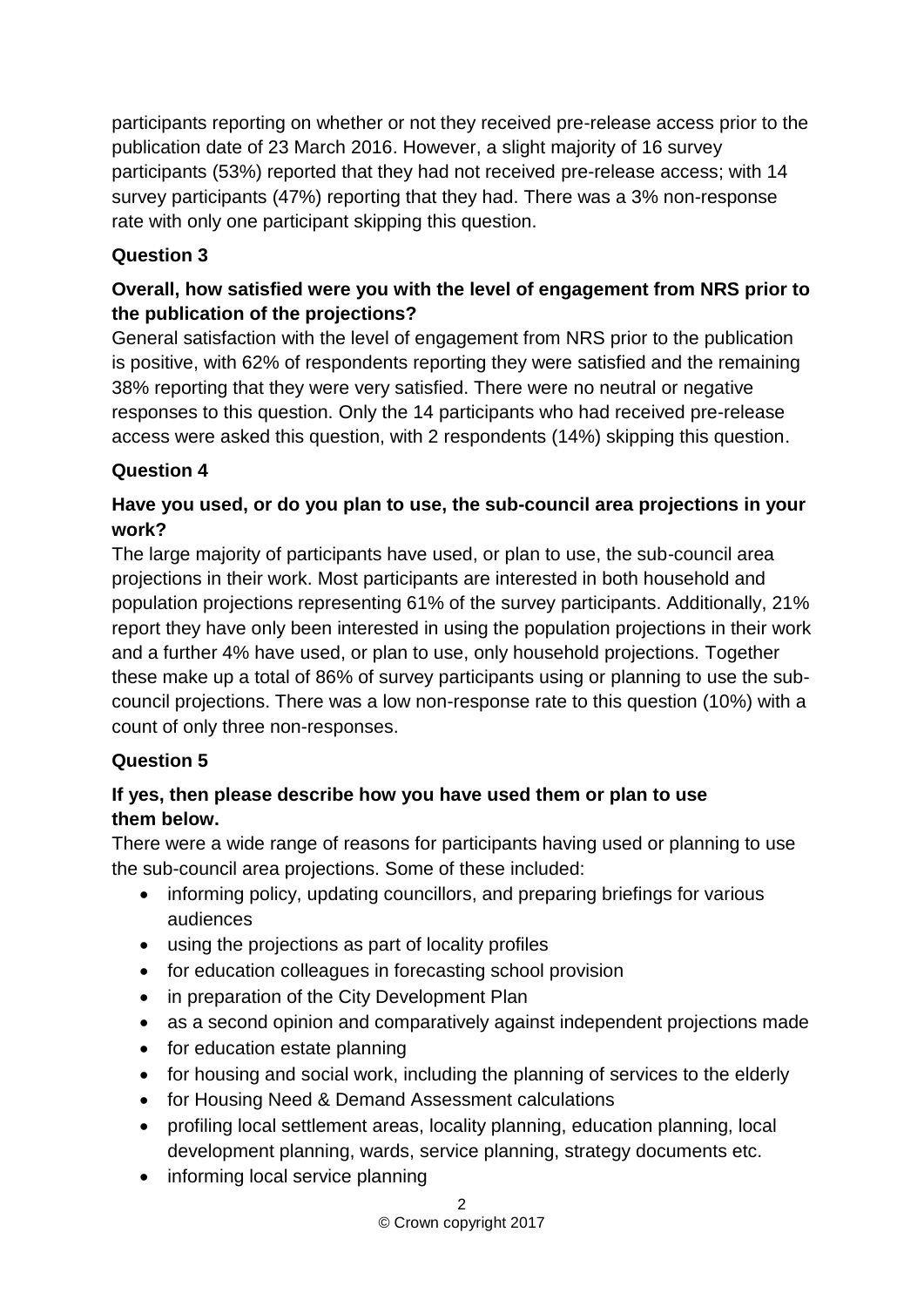participants reporting on whether or not they received pre-release access prior to the publication date of 23 March 2016. However, a slight majority of 16 survey participants (53%) reported that they had not received pre-release access; with 14 survey participants (47%) reporting that they had. There was a 3% non-response rate with only one participant skipping this question.

**Question 3**

**Overall, how satisfied were you with the level of engagement from NRS prior to the publication of the projections?**

General satisfaction with the level of engagement from NRS prior to the publication is positive, with 62% of respondents reporting they were satisfied and the remaining 38% reporting that they were very satisfied. There were no neutral or negative responses to this question. Only the 14 participants who had received pre-release access were asked this question, with 2 respondents (14%) skipping this question.

**Question 4**

**Have you used, or do you plan to use, the sub-council area projections in your work?**

The large majority of participants have used, or plan to use, the sub-council area projections in their work. Most participants are interested in both household and population projections representing 61% of the survey participants. Additionally, 21% report they have only been interested in using the population projections in their work and a further 4% have used, or plan to use, only household projections. Together these make up a total of 86% of survey participants using or planning to use the sub-council projections. There was a low non-response rate to this question (10%) with a count of only three non-responses.

**Question 5**

**If yes, then please describe how you have used them or plan to use them below.**

There were a wide range of reasons for participants having used or planning to use the sub-council area projections. Some of these included:

- informing policy, updating councillors, and preparing briefings for various audiences
- using the projections as part of locality profiles
- for education colleagues in forecasting school provision
- in preparation of the City Development Plan
- as a second opinion and comparatively against independent projections made
- for education estate planning
- for housing and social work, including the planning of services to the elderly
- for Housing Need & Demand Assessment calculations
- profiling local settlement areas, locality planning, education planning, local development planning, wards, service planning, strategy documents etc.
- informing local service planning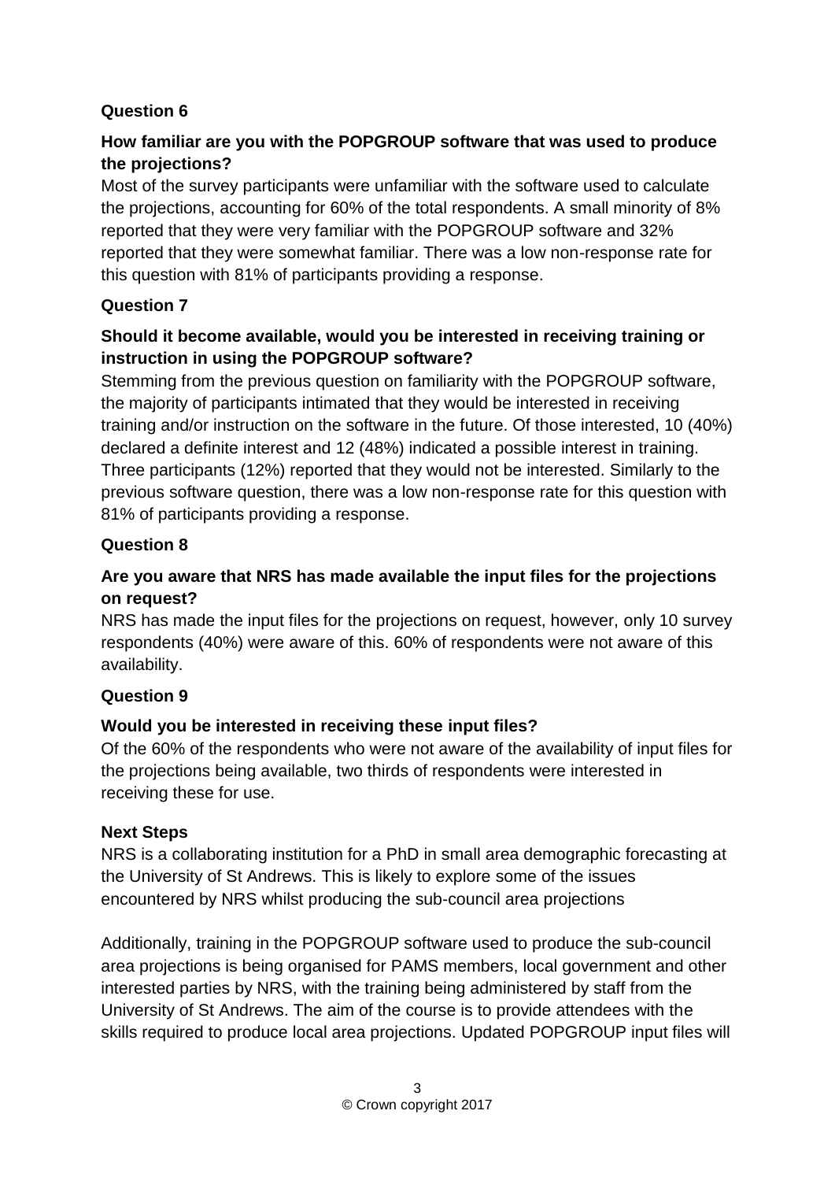## Question 6

### How familiar are you with the POPGROUP software that was used to produce the projections?

Most of the survey participants were unfamiliar with the software used to calculate the projections, accounting for 60% of the total respondents. A small minority of 8% reported that they were very familiar with the POPGROUP software and 32% reported that they were somewhat familiar. There was a low non-response rate for this question with 81% of participants providing a response.

## Question 7

### Should it become available, would you be interested in receiving training or instruction in using the POPGROUP software?

Stemming from the previous question on familiarity with the POPGROUP software, the majority of participants intimated that they would be interested in receiving training and/or instruction on the software in the future. Of those interested, 10 (40%) declared a definite interest and 12 (48%) indicated a possible interest in training. Three participants (12%) reported that they would not be interested. Similarly to the previous software question, there was a low non-response rate for this question with 81% of participants providing a response.

## Question 8

### Are you aware that NRS has made available the input files for the projections on request?

NRS has made the input files for the projections on request, however, only 10 survey respondents (40%) were aware of this. 60% of respondents were not aware of this availability.

## Question 9

### Would you be interested in receiving these input files?

Of the 60% of the respondents who were not aware of the availability of input files for the projections being available, two thirds of respondents were interested in receiving these for use.

## Next Steps

NRS is a collaborating institution for a PhD in small area demographic forecasting at the University of St Andrews. This is likely to explore some of the issues encountered by NRS whilst producing the sub-council area projections

Additionally, training in the POPGROUP software used to produce the sub-council area projections is being organised for PAMS members, local government and other interested parties by NRS, with the training being administered by staff from the University of St Andrews. The aim of the course is to provide attendees with the skills required to produce local area projections. Updated POPGROUP input files will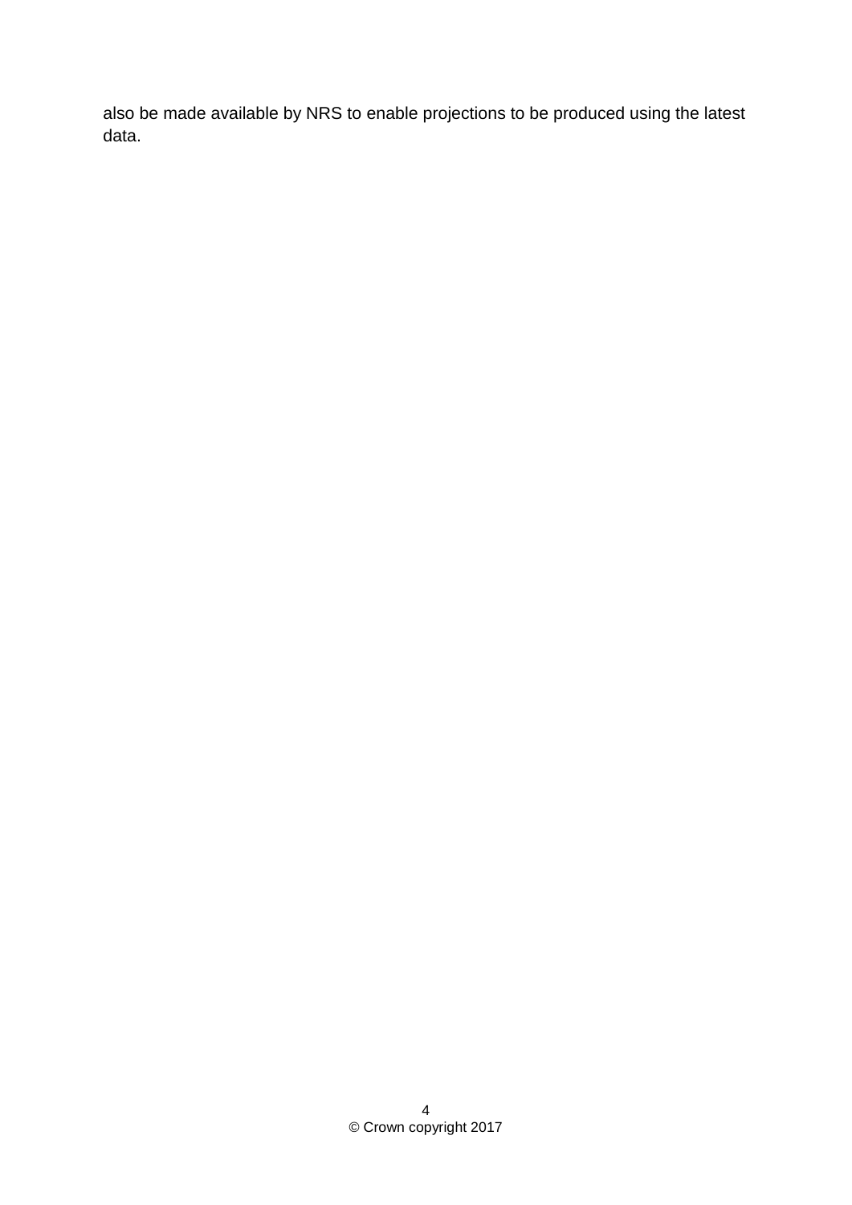also be made available by NRS to enable projections to be produced using the latest data.